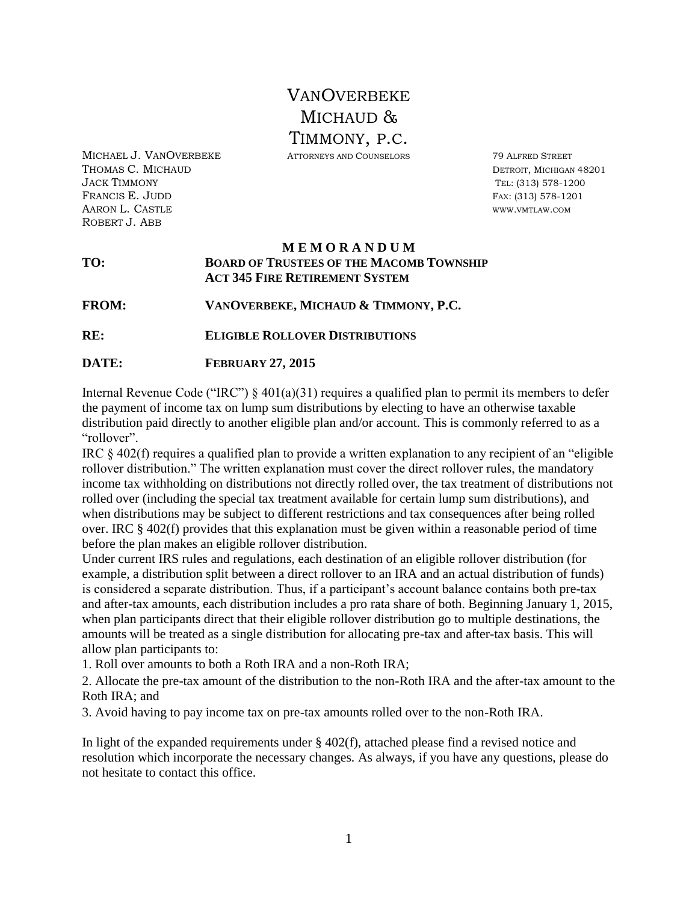# VanOverbeke Michaud & Timmony, P.C.

Attorneys and Counselors

Michael J. VanOverbeke
Thomas C. Michaud
Jack Timmony
Francis E. Judd
Aaron L. Castle
Robert J. Abb

79 Alfred Street
Detroit, Michigan 48201
Tel: (313) 578-1200
Fax: (313) 578-1201
www.vmtlaw.com

## M E M O R A N D U M

**TO:** **Board of Trustees of the Macomb Township Act 345 Fire Retirement System**

**FROM:** **VanOverbeke, Michaud & Timmony, P.C.**

**RE:** **Eligible Rollover Distributions**

**DATE:** **February 27, 2015**

Internal Revenue Code ("IRC") § 401(a)(31) requires a qualified plan to permit its members to defer the payment of income tax on lump sum distributions by electing to have an otherwise taxable distribution paid directly to another eligible plan and/or account. This is commonly referred to as a "rollover".

IRC § 402(f) requires a qualified plan to provide a written explanation to any recipient of an "eligible rollover distribution." The written explanation must cover the direct rollover rules, the mandatory income tax withholding on distributions not directly rolled over, the tax treatment of distributions not rolled over (including the special tax treatment available for certain lump sum distributions), and when distributions may be subject to different restrictions and tax consequences after being rolled over. IRC § 402(f) provides that this explanation must be given within a reasonable period of time before the plan makes an eligible rollover distribution.

Under current IRS rules and regulations, each destination of an eligible rollover distribution (for example, a distribution split between a direct rollover to an IRA and an actual distribution of funds) is considered a separate distribution. Thus, if a participant's account balance contains both pre-tax and after-tax amounts, each distribution includes a pro rata share of both. Beginning January 1, 2015, when plan participants direct that their eligible rollover distribution go to multiple destinations, the amounts will be treated as a single distribution for allocating pre-tax and after-tax basis. This will allow plan participants to:

1. Roll over amounts to both a Roth IRA and a non-Roth IRA;
2. Allocate the pre-tax amount of the distribution to the non-Roth IRA and the after-tax amount to the Roth IRA; and
3. Avoid having to pay income tax on pre-tax amounts rolled over to the non-Roth IRA.

In light of the expanded requirements under § 402(f), attached please find a revised notice and resolution which incorporate the necessary changes. As always, if you have any questions, please do not hesitate to contact this office.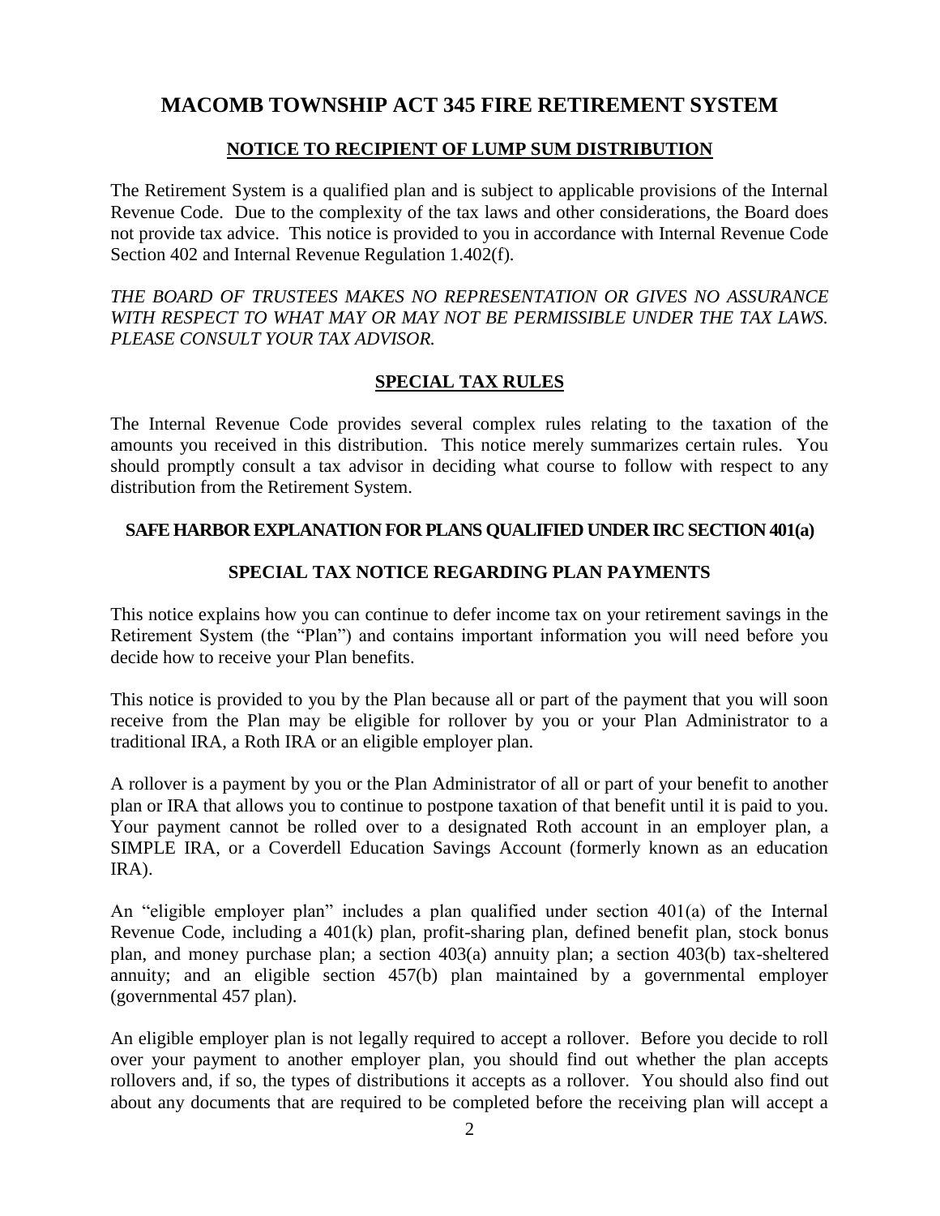# MACOMB TOWNSHIP ACT 345 FIRE RETIREMENT SYSTEM

## NOTICE TO RECIPIENT OF LUMP SUM DISTRIBUTION

The Retirement System is a qualified plan and is subject to applicable provisions of the Internal Revenue Code. Due to the complexity of the tax laws and other considerations, the Board does not provide tax advice. This notice is provided to you in accordance with Internal Revenue Code Section 402 and Internal Revenue Regulation 1.402(f).

*THE BOARD OF TRUSTEES MAKES NO REPRESENTATION OR GIVES NO ASSURANCE WITH RESPECT TO WHAT MAY OR MAY NOT BE PERMISSIBLE UNDER THE TAX LAWS. PLEASE CONSULT YOUR TAX ADVISOR.*

## SPECIAL TAX RULES

The Internal Revenue Code provides several complex rules relating to the taxation of the amounts you received in this distribution. This notice merely summarizes certain rules. You should promptly consult a tax advisor in deciding what course to follow with respect to any distribution from the Retirement System.

### SAFE HARBOR EXPLANATION FOR PLANS QUALIFIED UNDER IRC SECTION 401(a)

### SPECIAL TAX NOTICE REGARDING PLAN PAYMENTS

This notice explains how you can continue to defer income tax on your retirement savings in the Retirement System (the "Plan") and contains important information you will need before you decide how to receive your Plan benefits.

This notice is provided to you by the Plan because all or part of the payment that you will soon receive from the Plan may be eligible for rollover by you or your Plan Administrator to a traditional IRA, a Roth IRA or an eligible employer plan.

A rollover is a payment by you or the Plan Administrator of all or part of your benefit to another plan or IRA that allows you to continue to postpone taxation of that benefit until it is paid to you. Your payment cannot be rolled over to a designated Roth account in an employer plan, a SIMPLE IRA, or a Coverdell Education Savings Account (formerly known as an education IRA).

An "eligible employer plan" includes a plan qualified under section 401(a) of the Internal Revenue Code, including a 401(k) plan, profit-sharing plan, defined benefit plan, stock bonus plan, and money purchase plan; a section 403(a) annuity plan; a section 403(b) tax-sheltered annuity; and an eligible section 457(b) plan maintained by a governmental employer (governmental 457 plan).

An eligible employer plan is not legally required to accept a rollover. Before you decide to roll over your payment to another employer plan, you should find out whether the plan accepts rollovers and, if so, the types of distributions it accepts as a rollover. You should also find out about any documents that are required to be completed before the receiving plan will accept a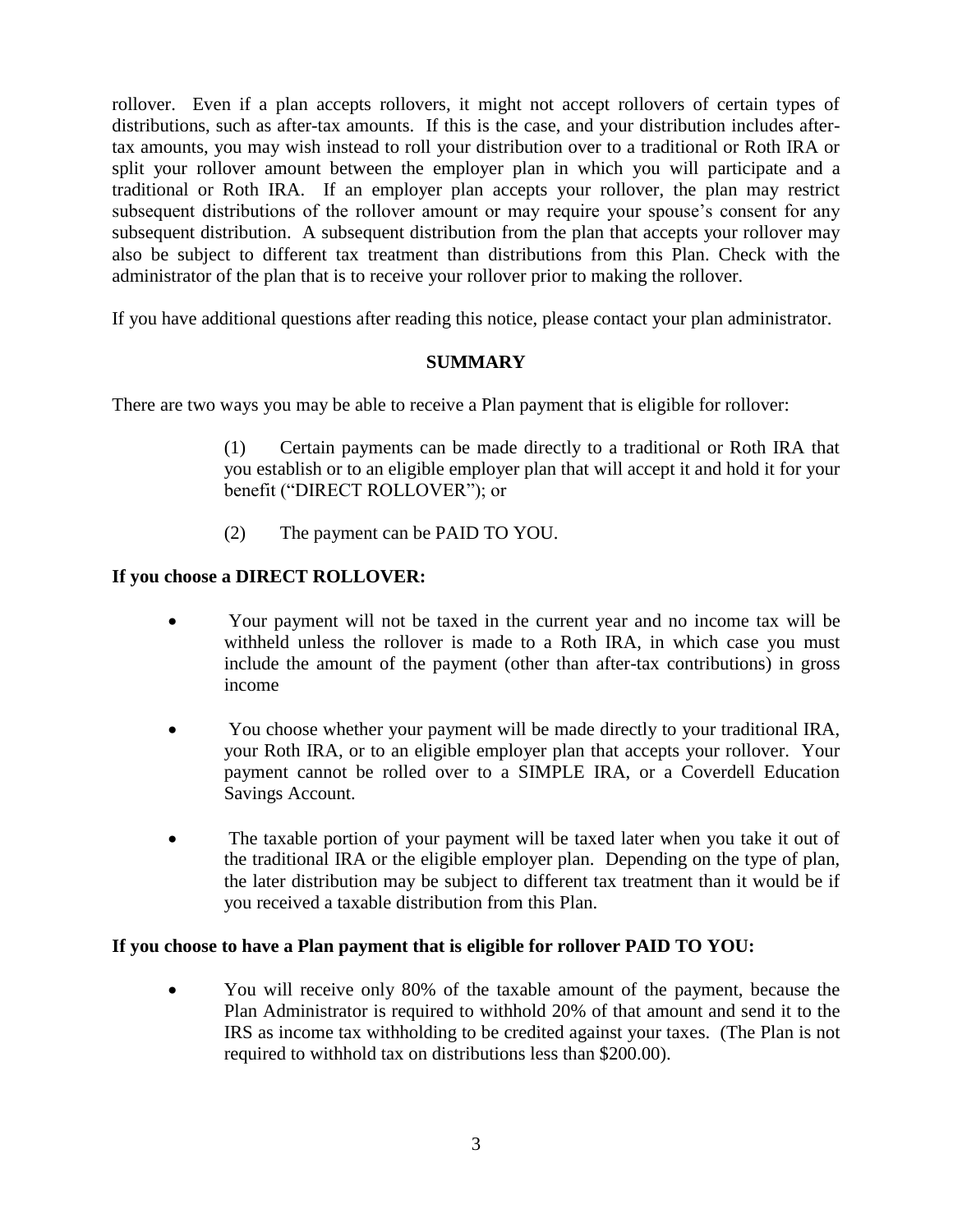rollover. Even if a plan accepts rollovers, it might not accept rollovers of certain types of distributions, such as after-tax amounts. If this is the case, and your distribution includes after-tax amounts, you may wish instead to roll your distribution over to a traditional or Roth IRA or split your rollover amount between the employer plan in which you will participate and a traditional or Roth IRA. If an employer plan accepts your rollover, the plan may restrict subsequent distributions of the rollover amount or may require your spouse's consent for any subsequent distribution. A subsequent distribution from the plan that accepts your rollover may also be subject to different tax treatment than distributions from this Plan. Check with the administrator of the plan that is to receive your rollover prior to making the rollover.

If you have additional questions after reading this notice, please contact your plan administrator.

## SUMMARY

There are two ways you may be able to receive a Plan payment that is eligible for rollover:

> (1) Certain payments can be made directly to a traditional or Roth IRA that you establish or to an eligible employer plan that will accept it and hold it for your benefit ("DIRECT ROLLOVER"); or
>
> (2) The payment can be PAID TO YOU.

**If you choose a DIRECT ROLLOVER:**

- Your payment will not be taxed in the current year and no income tax will be withheld unless the rollover is made to a Roth IRA, in which case you must include the amount of the payment (other than after-tax contributions) in gross income
- You choose whether your payment will be made directly to your traditional IRA, your Roth IRA, or to an eligible employer plan that accepts your rollover. Your payment cannot be rolled over to a SIMPLE IRA, or a Coverdell Education Savings Account.
- The taxable portion of your payment will be taxed later when you take it out of the traditional IRA or the eligible employer plan. Depending on the type of plan, the later distribution may be subject to different tax treatment than it would be if you received a taxable distribution from this Plan.

**If you choose to have a Plan payment that is eligible for rollover PAID TO YOU:**

- You will receive only 80% of the taxable amount of the payment, because the Plan Administrator is required to withhold 20% of that amount and send it to the IRS as income tax withholding to be credited against your taxes. (The Plan is not required to withhold tax on distributions less than $200.00).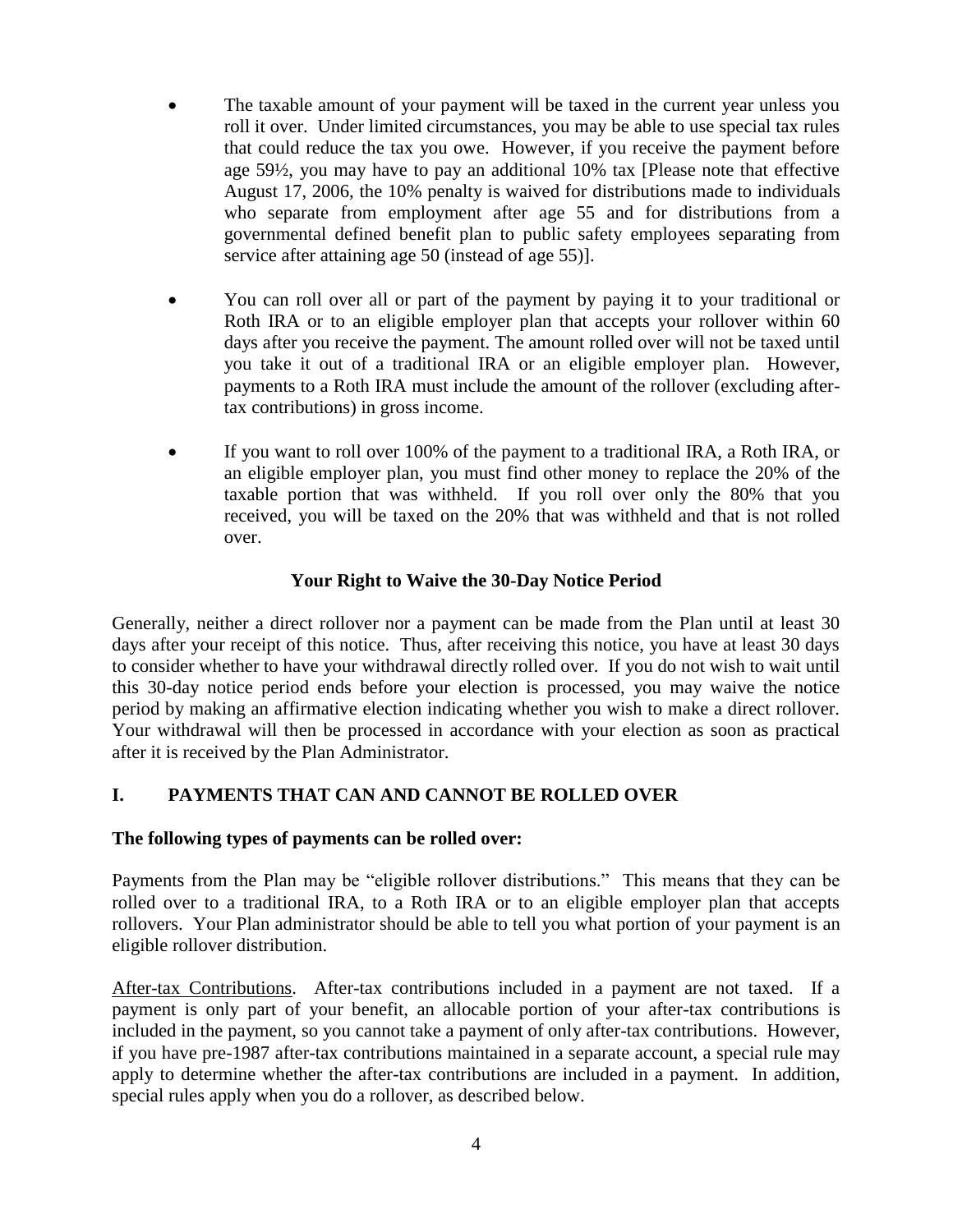- The taxable amount of your payment will be taxed in the current year unless you roll it over. Under limited circumstances, you may be able to use special tax rules that could reduce the tax you owe. However, if you receive the payment before age 59½, you may have to pay an additional 10% tax [Please note that effective August 17, 2006, the 10% penalty is waived for distributions made to individuals who separate from employment after age 55 and for distributions from a governmental defined benefit plan to public safety employees separating from service after attaining age 50 (instead of age 55)].

- You can roll over all or part of the payment by paying it to your traditional or Roth IRA or to an eligible employer plan that accepts your rollover within 60 days after you receive the payment. The amount rolled over will not be taxed until you take it out of a traditional IRA or an eligible employer plan. However, payments to a Roth IRA must include the amount of the rollover (excluding after-tax contributions) in gross income.

- If you want to roll over 100% of the payment to a traditional IRA, a Roth IRA, or an eligible employer plan, you must find other money to replace the 20% of the taxable portion that was withheld. If you roll over only the 80% that you received, you will be taxed on the 20% that was withheld and that is not rolled over.

**Your Right to Waive the 30-Day Notice Period**

Generally, neither a direct rollover nor a payment can be made from the Plan until at least 30 days after your receipt of this notice. Thus, after receiving this notice, you have at least 30 days to consider whether to have your withdrawal directly rolled over. If you do not wish to wait until this 30-day notice period ends before your election is processed, you may waive the notice period by making an affirmative election indicating whether you wish to make a direct rollover. Your withdrawal will then be processed in accordance with your election as soon as practical after it is received by the Plan Administrator.

## I. PAYMENTS THAT CAN AND CANNOT BE ROLLED OVER

**The following types of payments can be rolled over:**

Payments from the Plan may be "eligible rollover distributions." This means that they can be rolled over to a traditional IRA, to a Roth IRA or to an eligible employer plan that accepts rollovers. Your Plan administrator should be able to tell you what portion of your payment is an eligible rollover distribution.

<u>After-tax Contributions</u>. After-tax contributions included in a payment are not taxed. If a payment is only part of your benefit, an allocable portion of your after-tax contributions is included in the payment, so you cannot take a payment of only after-tax contributions. However, if you have pre-1987 after-tax contributions maintained in a separate account, a special rule may apply to determine whether the after-tax contributions are included in a payment. In addition, special rules apply when you do a rollover, as described below.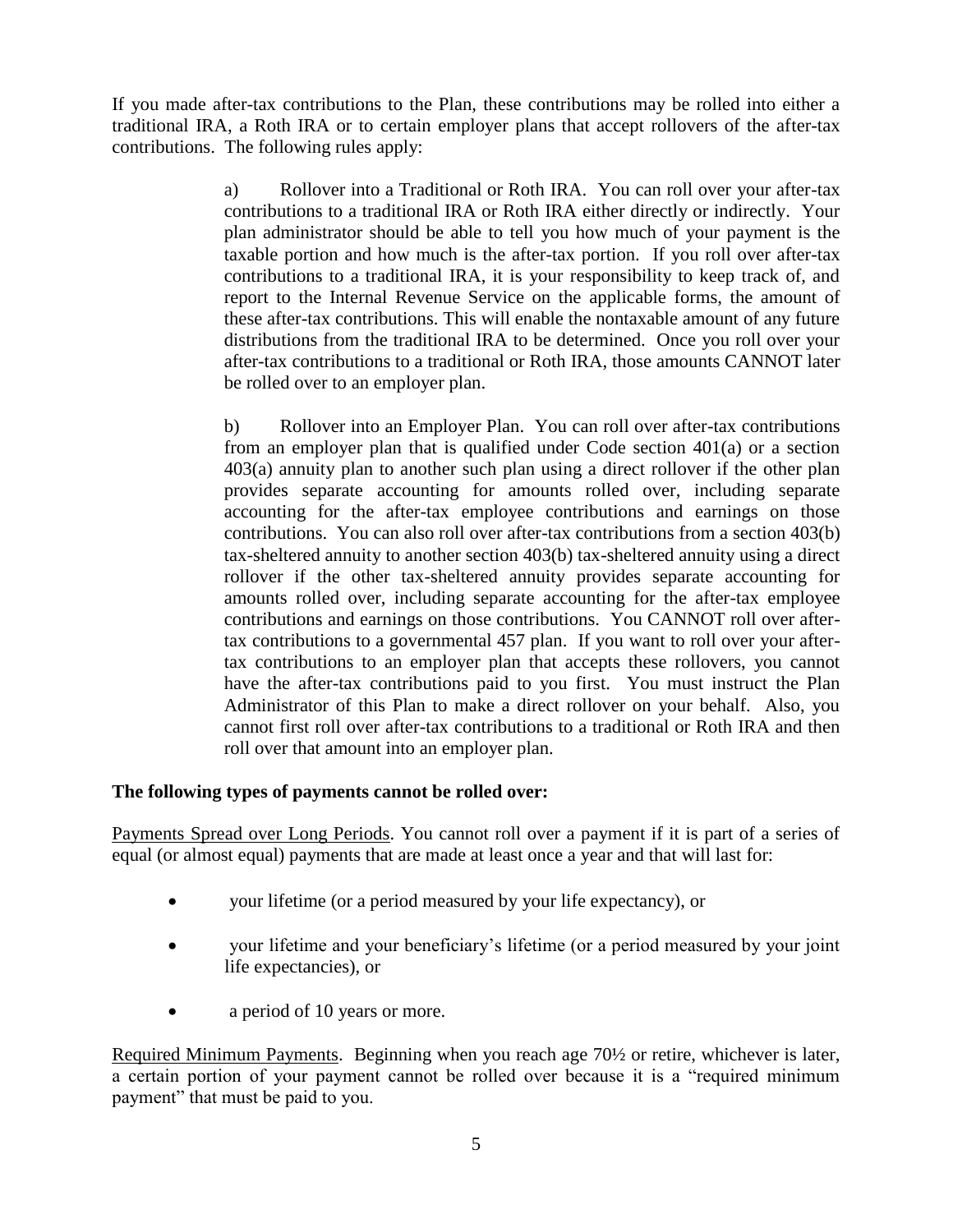If you made after-tax contributions to the Plan, these contributions may be rolled into either a traditional IRA, a Roth IRA or to certain employer plans that accept rollovers of the after-tax contributions. The following rules apply:

> a) Rollover into a Traditional or Roth IRA. You can roll over your after-tax contributions to a traditional IRA or Roth IRA either directly or indirectly. Your plan administrator should be able to tell you how much of your payment is the taxable portion and how much is the after-tax portion. If you roll over after-tax contributions to a traditional IRA, it is your responsibility to keep track of, and report to the Internal Revenue Service on the applicable forms, the amount of these after-tax contributions. This will enable the nontaxable amount of any future distributions from the traditional IRA to be determined. Once you roll over your after-tax contributions to a traditional or Roth IRA, those amounts CANNOT later be rolled over to an employer plan.
>
> b) Rollover into an Employer Plan. You can roll over after-tax contributions from an employer plan that is qualified under Code section 401(a) or a section 403(a) annuity plan to another such plan using a direct rollover if the other plan provides separate accounting for amounts rolled over, including separate accounting for the after-tax employee contributions and earnings on those contributions. You can also roll over after-tax contributions from a section 403(b) tax-sheltered annuity to another section 403(b) tax-sheltered annuity using a direct rollover if the other tax-sheltered annuity provides separate accounting for amounts rolled over, including separate accounting for the after-tax employee contributions and earnings on those contributions. You CANNOT roll over after-tax contributions to a governmental 457 plan. If you want to roll over your after-tax contributions to an employer plan that accepts these rollovers, you cannot have the after-tax contributions paid to you first. You must instruct the Plan Administrator of this Plan to make a direct rollover on your behalf. Also, you cannot first roll over after-tax contributions to a traditional or Roth IRA and then roll over that amount into an employer plan.

**The following types of payments cannot be rolled over:**

<u>Payments Spread over Long Periods</u>. You cannot roll over a payment if it is part of a series of equal (or almost equal) payments that are made at least once a year and that will last for:

- your lifetime (or a period measured by your life expectancy), or
- your lifetime and your beneficiary's lifetime (or a period measured by your joint life expectancies), or
- a period of 10 years or more.

<u>Required Minimum Payments</u>. Beginning when you reach age 70½ or retire, whichever is later, a certain portion of your payment cannot be rolled over because it is a "required minimum payment" that must be paid to you.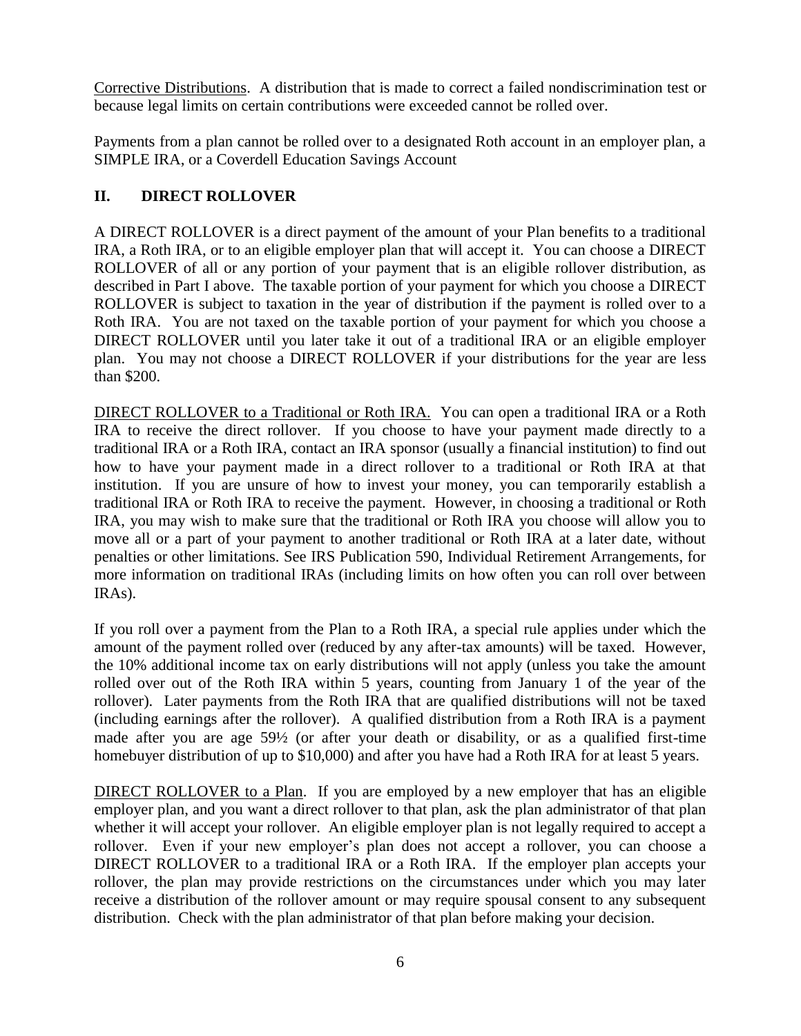Corrective Distributions. A distribution that is made to correct a failed nondiscrimination test or because legal limits on certain contributions were exceeded cannot be rolled over.

Payments from a plan cannot be rolled over to a designated Roth account in an employer plan, a SIMPLE IRA, or a Coverdell Education Savings Account

## II. DIRECT ROLLOVER

A DIRECT ROLLOVER is a direct payment of the amount of your Plan benefits to a traditional IRA, a Roth IRA, or to an eligible employer plan that will accept it. You can choose a DIRECT ROLLOVER of all or any portion of your payment that is an eligible rollover distribution, as described in Part I above. The taxable portion of your payment for which you choose a DIRECT ROLLOVER is subject to taxation in the year of distribution if the payment is rolled over to a Roth IRA. You are not taxed on the taxable portion of your payment for which you choose a DIRECT ROLLOVER until you later take it out of a traditional IRA or an eligible employer plan. You may not choose a DIRECT ROLLOVER if your distributions for the year are less than $200.

DIRECT ROLLOVER to a Traditional or Roth IRA. You can open a traditional IRA or a Roth IRA to receive the direct rollover. If you choose to have your payment made directly to a traditional IRA or a Roth IRA, contact an IRA sponsor (usually a financial institution) to find out how to have your payment made in a direct rollover to a traditional or Roth IRA at that institution. If you are unsure of how to invest your money, you can temporarily establish a traditional IRA or Roth IRA to receive the payment. However, in choosing a traditional or Roth IRA, you may wish to make sure that the traditional or Roth IRA you choose will allow you to move all or a part of your payment to another traditional or Roth IRA at a later date, without penalties or other limitations. See IRS Publication 590, Individual Retirement Arrangements, for more information on traditional IRAs (including limits on how often you can roll over between IRAs).

If you roll over a payment from the Plan to a Roth IRA, a special rule applies under which the amount of the payment rolled over (reduced by any after-tax amounts) will be taxed. However, the 10% additional income tax on early distributions will not apply (unless you take the amount rolled over out of the Roth IRA within 5 years, counting from January 1 of the year of the rollover). Later payments from the Roth IRA that are qualified distributions will not be taxed (including earnings after the rollover). A qualified distribution from a Roth IRA is a payment made after you are age 59½ (or after your death or disability, or as a qualified first-time homebuyer distribution of up to $10,000) and after you have had a Roth IRA for at least 5 years.

DIRECT ROLLOVER to a Plan. If you are employed by a new employer that has an eligible employer plan, and you want a direct rollover to that plan, ask the plan administrator of that plan whether it will accept your rollover. An eligible employer plan is not legally required to accept a rollover. Even if your new employer's plan does not accept a rollover, you can choose a DIRECT ROLLOVER to a traditional IRA or a Roth IRA. If the employer plan accepts your rollover, the plan may provide restrictions on the circumstances under which you may later receive a distribution of the rollover amount or may require spousal consent to any subsequent distribution. Check with the plan administrator of that plan before making your decision.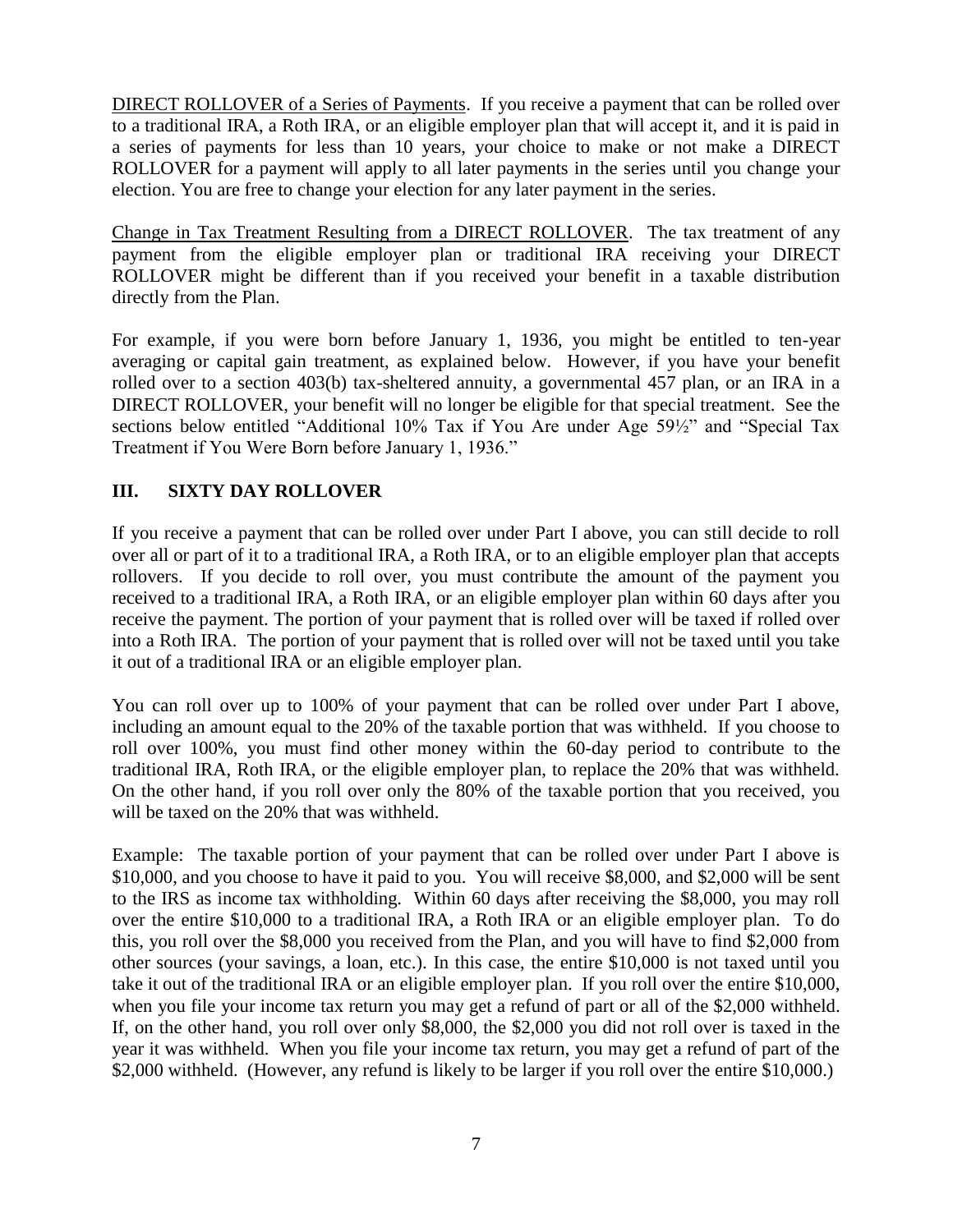<u>DIRECT ROLLOVER of a Series of Payments</u>. If you receive a payment that can be rolled over to a traditional IRA, a Roth IRA, or an eligible employer plan that will accept it, and it is paid in a series of payments for less than 10 years, your choice to make or not make a DIRECT ROLLOVER for a payment will apply to all later payments in the series until you change your election. You are free to change your election for any later payment in the series.

<u>Change in Tax Treatment Resulting from a DIRECT ROLLOVER</u>. The tax treatment of any payment from the eligible employer plan or traditional IRA receiving your DIRECT ROLLOVER might be different than if you received your benefit in a taxable distribution directly from the Plan.

For example, if you were born before January 1, 1936, you might be entitled to ten-year averaging or capital gain treatment, as explained below. However, if you have your benefit rolled over to a section 403(b) tax-sheltered annuity, a governmental 457 plan, or an IRA in a DIRECT ROLLOVER, your benefit will no longer be eligible for that special treatment. See the sections below entitled "Additional 10% Tax if You Are under Age 59½" and "Special Tax Treatment if You Were Born before January 1, 1936."

## III. SIXTY DAY ROLLOVER

If you receive a payment that can be rolled over under Part I above, you can still decide to roll over all or part of it to a traditional IRA, a Roth IRA, or to an eligible employer plan that accepts rollovers. If you decide to roll over, you must contribute the amount of the payment you received to a traditional IRA, a Roth IRA, or an eligible employer plan within 60 days after you receive the payment. The portion of your payment that is rolled over will be taxed if rolled over into a Roth IRA. The portion of your payment that is rolled over will not be taxed until you take it out of a traditional IRA or an eligible employer plan.

You can roll over up to 100% of your payment that can be rolled over under Part I above, including an amount equal to the 20% of the taxable portion that was withheld. If you choose to roll over 100%, you must find other money within the 60-day period to contribute to the traditional IRA, Roth IRA, or the eligible employer plan, to replace the 20% that was withheld. On the other hand, if you roll over only the 80% of the taxable portion that you received, you will be taxed on the 20% that was withheld.

Example: The taxable portion of your payment that can be rolled over under Part I above is \$10,000, and you choose to have it paid to you. You will receive \$8,000, and \$2,000 will be sent to the IRS as income tax withholding. Within 60 days after receiving the \$8,000, you may roll over the entire \$10,000 to a traditional IRA, a Roth IRA or an eligible employer plan. To do this, you roll over the \$8,000 you received from the Plan, and you will have to find \$2,000 from other sources (your savings, a loan, etc.). In this case, the entire \$10,000 is not taxed until you take it out of the traditional IRA or an eligible employer plan. If you roll over the entire \$10,000, when you file your income tax return you may get a refund of part or all of the \$2,000 withheld. If, on the other hand, you roll over only \$8,000, the \$2,000 you did not roll over is taxed in the year it was withheld. When you file your income tax return, you may get a refund of part of the \$2,000 withheld. (However, any refund is likely to be larger if you roll over the entire \$10,000.)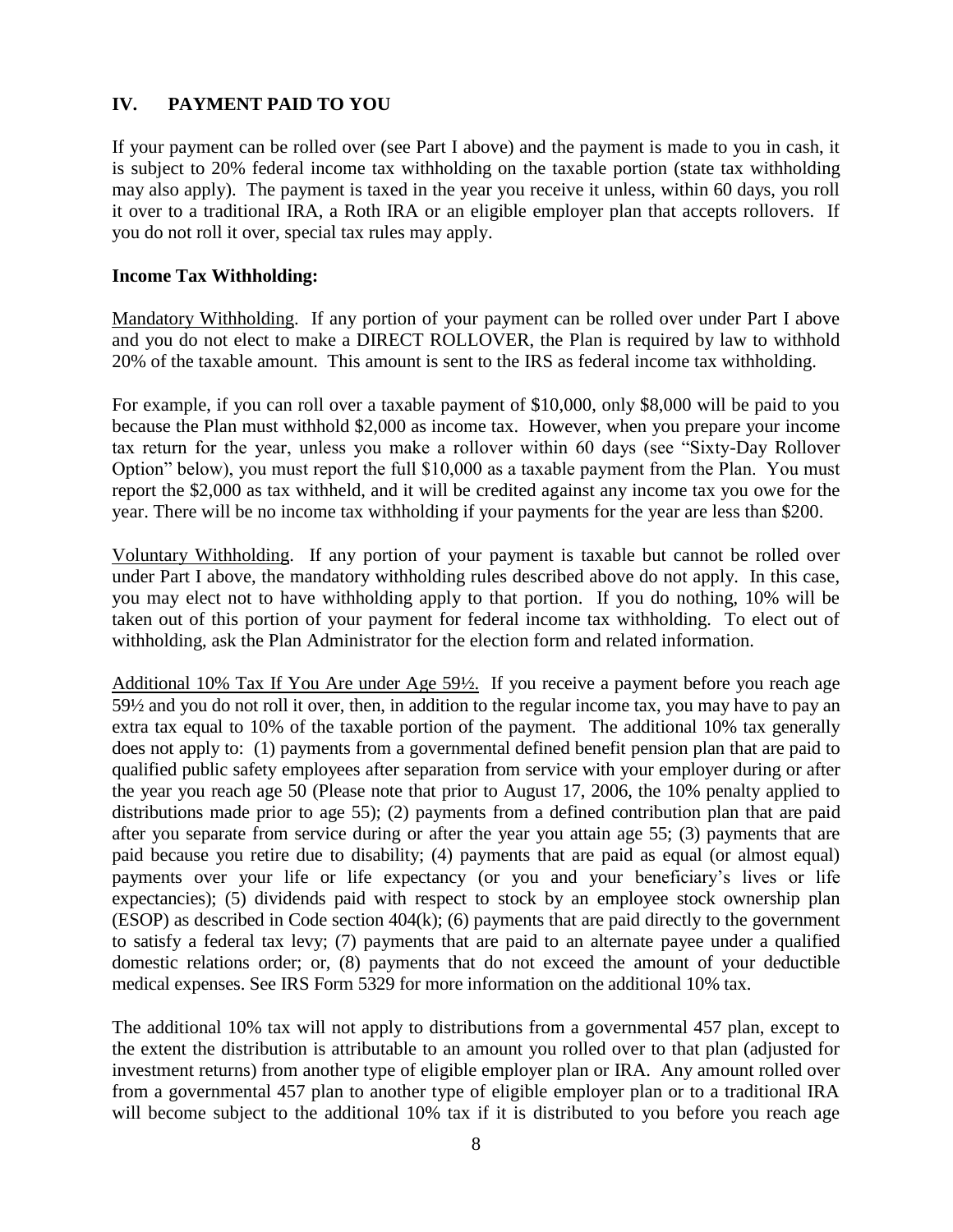## IV. PAYMENT PAID TO YOU

If your payment can be rolled over (see Part I above) and the payment is made to you in cash, it is subject to 20% federal income tax withholding on the taxable portion (state tax withholding may also apply). The payment is taxed in the year you receive it unless, within 60 days, you roll it over to a traditional IRA, a Roth IRA or an eligible employer plan that accepts rollovers. If you do not roll it over, special tax rules may apply.

**Income Tax Withholding:**

Mandatory Withholding. If any portion of your payment can be rolled over under Part I above and you do not elect to make a DIRECT ROLLOVER, the Plan is required by law to withhold 20% of the taxable amount. This amount is sent to the IRS as federal income tax withholding.

For example, if you can roll over a taxable payment of $10,000, only $8,000 will be paid to you because the Plan must withhold $2,000 as income tax. However, when you prepare your income tax return for the year, unless you make a rollover within 60 days (see "Sixty-Day Rollover Option" below), you must report the full $10,000 as a taxable payment from the Plan. You must report the $2,000 as tax withheld, and it will be credited against any income tax you owe for the year. There will be no income tax withholding if your payments for the year are less than $200.

Voluntary Withholding. If any portion of your payment is taxable but cannot be rolled over under Part I above, the mandatory withholding rules described above do not apply. In this case, you may elect not to have withholding apply to that portion. If you do nothing, 10% will be taken out of this portion of your payment for federal income tax withholding. To elect out of withholding, ask the Plan Administrator for the election form and related information.

Additional 10% Tax If You Are under Age 59½. If you receive a payment before you reach age 59½ and you do not roll it over, then, in addition to the regular income tax, you may have to pay an extra tax equal to 10% of the taxable portion of the payment. The additional 10% tax generally does not apply to: (1) payments from a governmental defined benefit pension plan that are paid to qualified public safety employees after separation from service with your employer during or after the year you reach age 50 (Please note that prior to August 17, 2006, the 10% penalty applied to distributions made prior to age 55); (2) payments from a defined contribution plan that are paid after you separate from service during or after the year you attain age 55; (3) payments that are paid because you retire due to disability; (4) payments that are paid as equal (or almost equal) payments over your life or life expectancy (or you and your beneficiary's lives or life expectancies); (5) dividends paid with respect to stock by an employee stock ownership plan (ESOP) as described in Code section 404(k); (6) payments that are paid directly to the government to satisfy a federal tax levy; (7) payments that are paid to an alternate payee under a qualified domestic relations order; or, (8) payments that do not exceed the amount of your deductible medical expenses. See IRS Form 5329 for more information on the additional 10% tax.

The additional 10% tax will not apply to distributions from a governmental 457 plan, except to the extent the distribution is attributable to an amount you rolled over to that plan (adjusted for investment returns) from another type of eligible employer plan or IRA. Any amount rolled over from a governmental 457 plan to another type of eligible employer plan or to a traditional IRA will become subject to the additional 10% tax if it is distributed to you before you reach age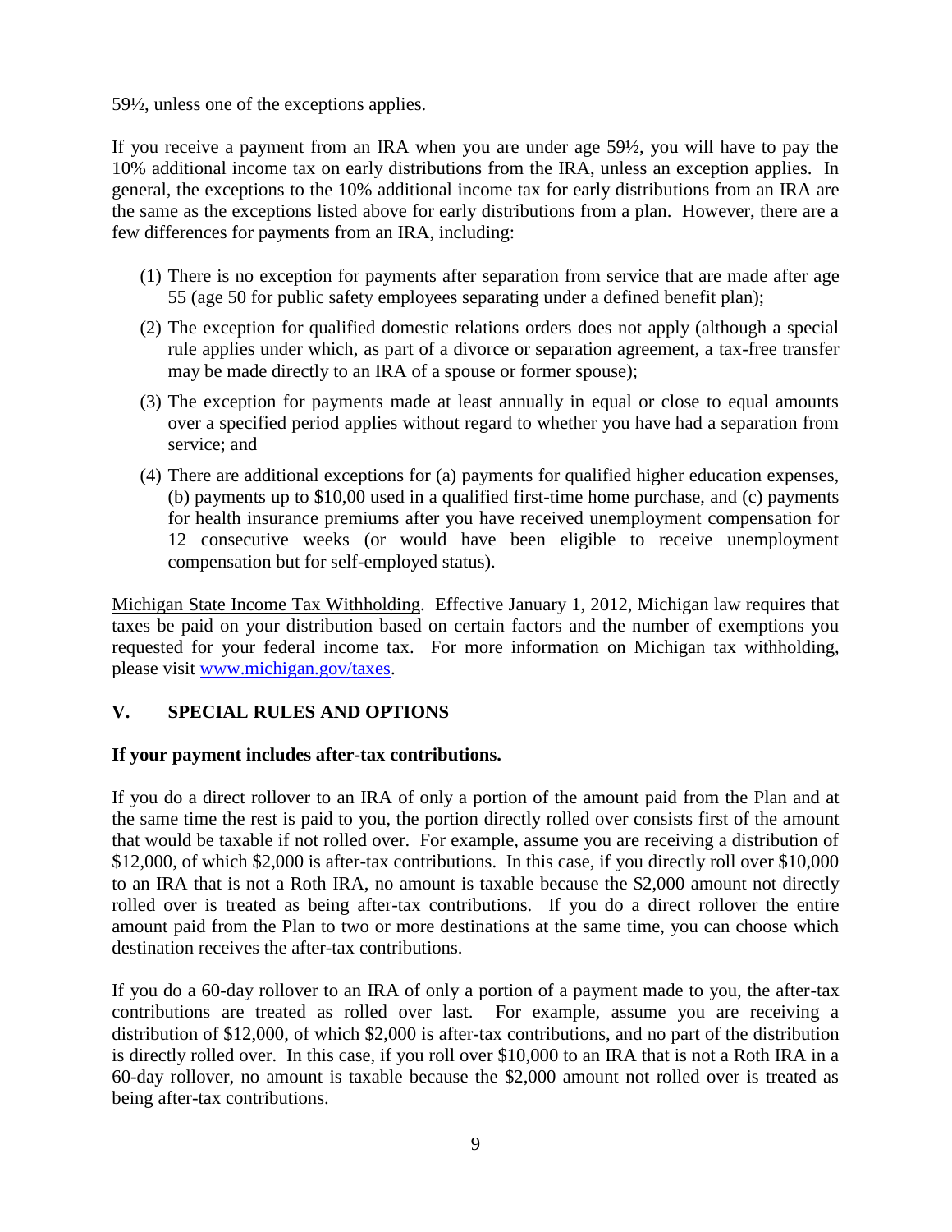59½, unless one of the exceptions applies.

If you receive a payment from an IRA when you are under age 59½, you will have to pay the 10% additional income tax on early distributions from the IRA, unless an exception applies. In general, the exceptions to the 10% additional income tax for early distributions from an IRA are the same as the exceptions listed above for early distributions from a plan. However, there are a few differences for payments from an IRA, including:

(1) There is no exception for payments after separation from service that are made after age 55 (age 50 for public safety employees separating under a defined benefit plan);

(2) The exception for qualified domestic relations orders does not apply (although a special rule applies under which, as part of a divorce or separation agreement, a tax-free transfer may be made directly to an IRA of a spouse or former spouse);

(3) The exception for payments made at least annually in equal or close to equal amounts over a specified period applies without regard to whether you have had a separation from service; and

(4) There are additional exceptions for (a) payments for qualified higher education expenses, (b) payments up to $10,00 used in a qualified first-time home purchase, and (c) payments for health insurance premiums after you have received unemployment compensation for 12 consecutive weeks (or would have been eligible to receive unemployment compensation but for self-employed status).

<u>Michigan State Income Tax Withholding</u>. Effective January 1, 2012, Michigan law requires that taxes be paid on your distribution based on certain factors and the number of exemptions you requested for your federal income tax. For more information on Michigan tax withholding, please visit [www.michigan.gov/taxes](www.michigan.gov/taxes).

## V. SPECIAL RULES AND OPTIONS

**If your payment includes after-tax contributions.**

If you do a direct rollover to an IRA of only a portion of the amount paid from the Plan and at the same time the rest is paid to you, the portion directly rolled over consists first of the amount that would be taxable if not rolled over. For example, assume you are receiving a distribution of $12,000, of which $2,000 is after-tax contributions. In this case, if you directly roll over $10,000 to an IRA that is not a Roth IRA, no amount is taxable because the $2,000 amount not directly rolled over is treated as being after-tax contributions. If you do a direct rollover the entire amount paid from the Plan to two or more destinations at the same time, you can choose which destination receives the after-tax contributions.

If you do a 60-day rollover to an IRA of only a portion of a payment made to you, the after-tax contributions are treated as rolled over last. For example, assume you are receiving a distribution of $12,000, of which $2,000 is after-tax contributions, and no part of the distribution is directly rolled over. In this case, if you roll over $10,000 to an IRA that is not a Roth IRA in a 60-day rollover, no amount is taxable because the $2,000 amount not rolled over is treated as being after-tax contributions.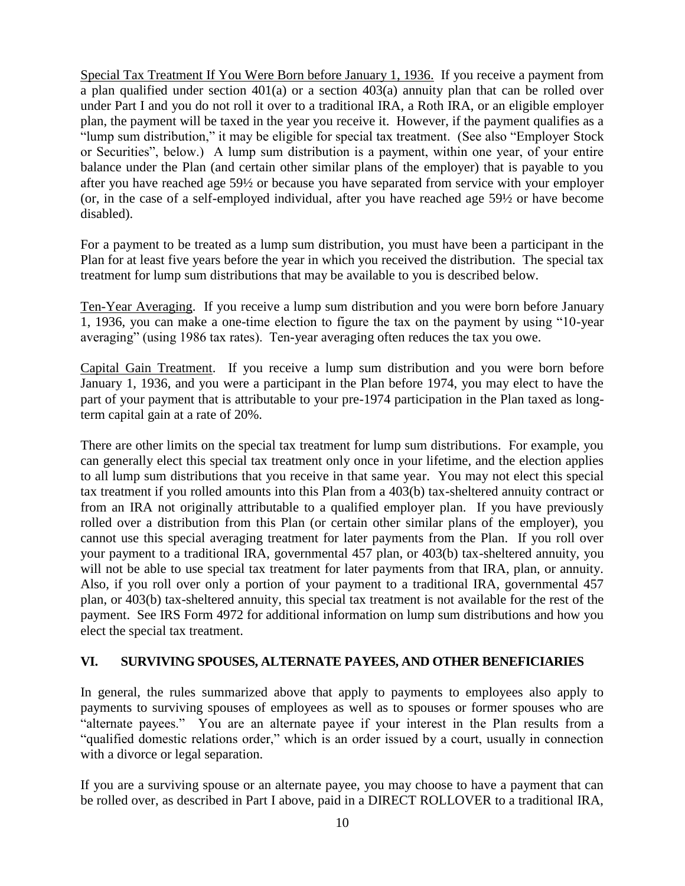Special Tax Treatment If You Were Born before January 1, 1936. If you receive a payment from a plan qualified under section 401(a) or a section 403(a) annuity plan that can be rolled over under Part I and you do not roll it over to a traditional IRA, a Roth IRA, or an eligible employer plan, the payment will be taxed in the year you receive it. However, if the payment qualifies as a "lump sum distribution," it may be eligible for special tax treatment. (See also "Employer Stock or Securities", below.) A lump sum distribution is a payment, within one year, of your entire balance under the Plan (and certain other similar plans of the employer) that is payable to you after you have reached age 59½ or because you have separated from service with your employer (or, in the case of a self-employed individual, after you have reached age 59½ or have become disabled).

For a payment to be treated as a lump sum distribution, you must have been a participant in the Plan for at least five years before the year in which you received the distribution. The special tax treatment for lump sum distributions that may be available to you is described below.

Ten-Year Averaging. If you receive a lump sum distribution and you were born before January 1, 1936, you can make a one-time election to figure the tax on the payment by using "10-year averaging" (using 1986 tax rates). Ten-year averaging often reduces the tax you owe.

Capital Gain Treatment. If you receive a lump sum distribution and you were born before January 1, 1936, and you were a participant in the Plan before 1974, you may elect to have the part of your payment that is attributable to your pre-1974 participation in the Plan taxed as long-term capital gain at a rate of 20%.

There are other limits on the special tax treatment for lump sum distributions. For example, you can generally elect this special tax treatment only once in your lifetime, and the election applies to all lump sum distributions that you receive in that same year. You may not elect this special tax treatment if you rolled amounts into this Plan from a 403(b) tax-sheltered annuity contract or from an IRA not originally attributable to a qualified employer plan. If you have previously rolled over a distribution from this Plan (or certain other similar plans of the employer), you cannot use this special averaging treatment for later payments from the Plan. If you roll over your payment to a traditional IRA, governmental 457 plan, or 403(b) tax-sheltered annuity, you will not be able to use special tax treatment for later payments from that IRA, plan, or annuity. Also, if you roll over only a portion of your payment to a traditional IRA, governmental 457 plan, or 403(b) tax-sheltered annuity, this special tax treatment is not available for the rest of the payment. See IRS Form 4972 for additional information on lump sum distributions and how you elect the special tax treatment.

## VI. SURVIVING SPOUSES, ALTERNATE PAYEES, AND OTHER BENEFICIARIES

In general, the rules summarized above that apply to payments to employees also apply to payments to surviving spouses of employees as well as to spouses or former spouses who are "alternate payees." You are an alternate payee if your interest in the Plan results from a "qualified domestic relations order," which is an order issued by a court, usually in connection with a divorce or legal separation.

If you are a surviving spouse or an alternate payee, you may choose to have a payment that can be rolled over, as described in Part I above, paid in a DIRECT ROLLOVER to a traditional IRA,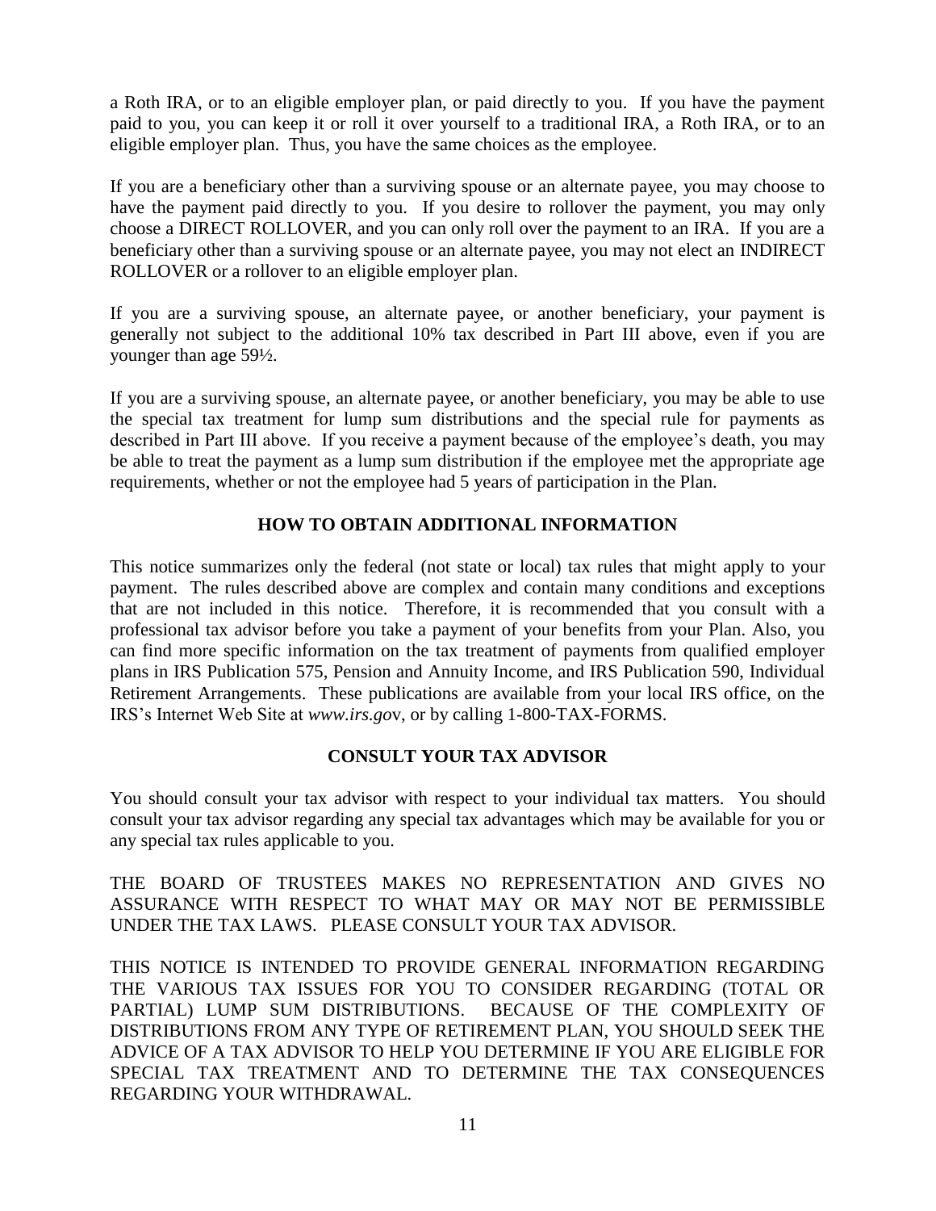a Roth IRA, or to an eligible employer plan, or paid directly to you. If you have the payment paid to you, you can keep it or roll it over yourself to a traditional IRA, a Roth IRA, or to an eligible employer plan. Thus, you have the same choices as the employee.

If you are a beneficiary other than a surviving spouse or an alternate payee, you may choose to have the payment paid directly to you. If you desire to rollover the payment, you may only choose a DIRECT ROLLOVER, and you can only roll over the payment to an IRA. If you are a beneficiary other than a surviving spouse or an alternate payee, you may not elect an INDIRECT ROLLOVER or a rollover to an eligible employer plan.

If you are a surviving spouse, an alternate payee, or another beneficiary, your payment is generally not subject to the additional 10% tax described in Part III above, even if you are younger than age 59½.

If you are a surviving spouse, an alternate payee, or another beneficiary, you may be able to use the special tax treatment for lump sum distributions and the special rule for payments as described in Part III above. If you receive a payment because of the employee's death, you may be able to treat the payment as a lump sum distribution if the employee met the appropriate age requirements, whether or not the employee had 5 years of participation in the Plan.

## HOW TO OBTAIN ADDITIONAL INFORMATION

This notice summarizes only the federal (not state or local) tax rules that might apply to your payment. The rules described above are complex and contain many conditions and exceptions that are not included in this notice. Therefore, it is recommended that you consult with a professional tax advisor before you take a payment of your benefits from your Plan. Also, you can find more specific information on the tax treatment of payments from qualified employer plans in IRS Publication 575, Pension and Annuity Income, and IRS Publication 590, Individual Retirement Arrangements. These publications are available from your local IRS office, on the IRS's Internet Web Site at *www.irs.gov*, or by calling 1-800-TAX-FORMS.

## CONSULT YOUR TAX ADVISOR

You should consult your tax advisor with respect to your individual tax matters. You should consult your tax advisor regarding any special tax advantages which may be available for you or any special tax rules applicable to you.

THE BOARD OF TRUSTEES MAKES NO REPRESENTATION AND GIVES NO ASSURANCE WITH RESPECT TO WHAT MAY OR MAY NOT BE PERMISSIBLE UNDER THE TAX LAWS. PLEASE CONSULT YOUR TAX ADVISOR.

THIS NOTICE IS INTENDED TO PROVIDE GENERAL INFORMATION REGARDING THE VARIOUS TAX ISSUES FOR YOU TO CONSIDER REGARDING (TOTAL OR PARTIAL) LUMP SUM DISTRIBUTIONS. BECAUSE OF THE COMPLEXITY OF DISTRIBUTIONS FROM ANY TYPE OF RETIREMENT PLAN, YOU SHOULD SEEK THE ADVICE OF A TAX ADVISOR TO HELP YOU DETERMINE IF YOU ARE ELIGIBLE FOR SPECIAL TAX TREATMENT AND TO DETERMINE THE TAX CONSEQUENCES REGARDING YOUR WITHDRAWAL.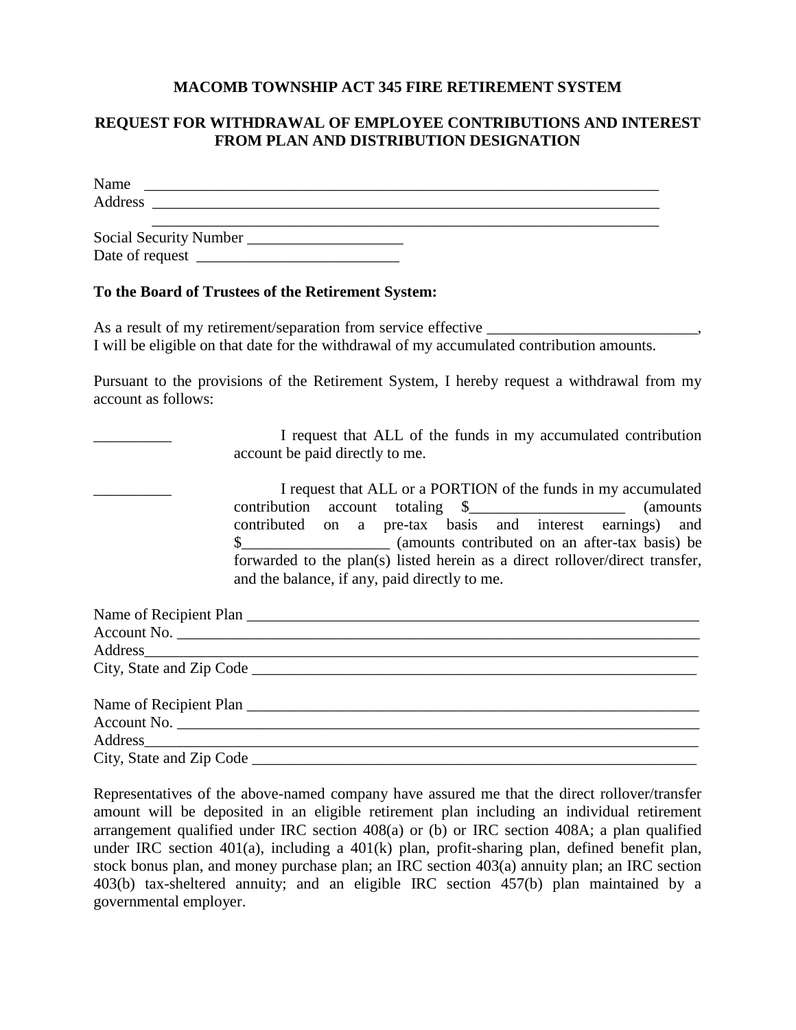**MACOMB TOWNSHIP ACT 345 FIRE RETIREMENT SYSTEM**

**REQUEST FOR WITHDRAWAL OF EMPLOYEE CONTRIBUTIONS AND INTEREST FROM PLAN AND DISTRIBUTION DESIGNATION**

Name ____________________________________________________________________

Address __________________________________________________________________

_______________________________________________________________________

Social Security Number ____________________

Date of request __________________________

**To the Board of Trustees of the Retirement System:**

As a result of my retirement/separation from service effective ___________________________, I will be eligible on that date for the withdrawal of my accumulated contribution amounts.

Pursuant to the provisions of the Retirement System, I hereby request a withdrawal from my account as follows:

__________ I request that ALL of the funds in my accumulated contribution account be paid directly to me.

__________ I request that ALL or a PORTION of the funds in my accumulated contribution account totaling $____________________ (amounts contributed on a pre-tax basis and interest earnings) and $___________________ (amounts contributed on an after-tax basis) be forwarded to the plan(s) listed herein as a direct rollover/direct transfer, and the balance, if any, paid directly to me.

Name of Recipient Plan ____________________________________________________________

Account No. _____________________________________________________________________

Address_________________________________________________________________________

City, State and Zip Code ___________________________________________________________

Name of Recipient Plan ____________________________________________________________

Account No. _____________________________________________________________________

Address_________________________________________________________________________

City, State and Zip Code ___________________________________________________________

Representatives of the above-named company have assured me that the direct rollover/transfer amount will be deposited in an eligible retirement plan including an individual retirement arrangement qualified under IRC section 408(a) or (b) or IRC section 408A; a plan qualified under IRC section 401(a), including a 401(k) plan, profit-sharing plan, defined benefit plan, stock bonus plan, and money purchase plan; an IRC section 403(a) annuity plan; an IRC section 403(b) tax-sheltered annuity; and an eligible IRC section 457(b) plan maintained by a governmental employer.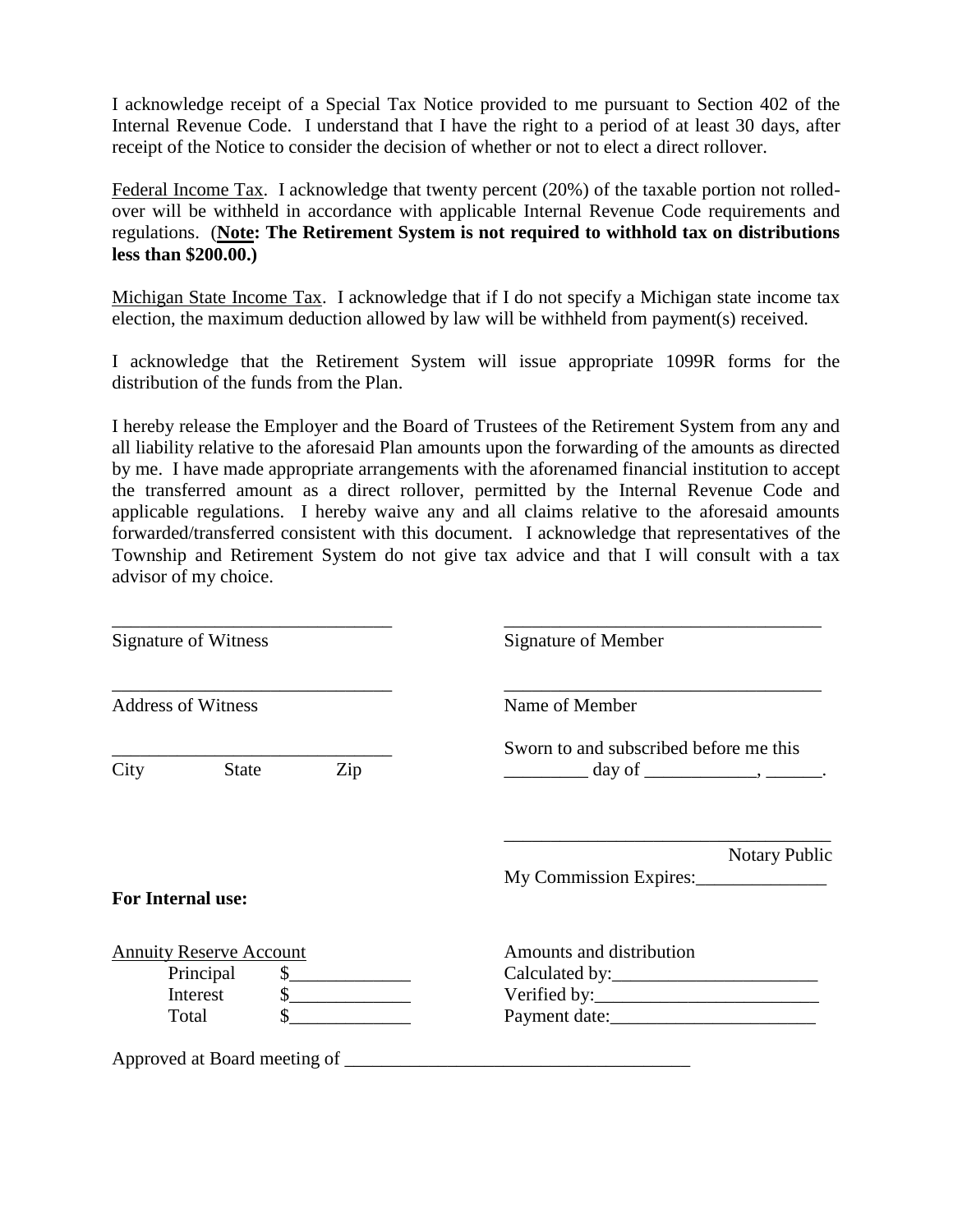I acknowledge receipt of a Special Tax Notice provided to me pursuant to Section 402 of the Internal Revenue Code. I understand that I have the right to a period of at least 30 days, after receipt of the Notice to consider the decision of whether or not to elect a direct rollover.

Federal Income Tax. I acknowledge that twenty percent (20%) of the taxable portion not rolled-over will be withheld in accordance with applicable Internal Revenue Code requirements and regulations. (**Note: The Retirement System is not required to withhold tax on distributions less than $200.00.)**

Michigan State Income Tax. I acknowledge that if I do not specify a Michigan state income tax election, the maximum deduction allowed by law will be withheld from payment(s) received.

I acknowledge that the Retirement System will issue appropriate 1099R forms for the distribution of the funds from the Plan.

I hereby release the Employer and the Board of Trustees of the Retirement System from any and all liability relative to the aforesaid Plan amounts upon the forwarding of the amounts as directed by me. I have made appropriate arrangements with the aforenamed financial institution to accept the transferred amount as a direct rollover, permitted by the Internal Revenue Code and applicable regulations. I hereby waive any and all claims relative to the aforesaid amounts forwarded/transferred consistent with this document. I acknowledge that representatives of the Township and Retirement System do not give tax advice and that I will consult with a tax advisor of my choice.

_______________________________
Signature of Witness

_______________________________
Address of Witness

_______________________________
City State Zip

_______________________________
Signature of Member

_______________________________
Name of Member

Sworn to and subscribed before me this
_________ day of ____________, ______.

_______________________________
Notary Public

My Commission Expires:______________

**For Internal use:**

Annuity Reserve Account

Principal $_____________

Interest $_____________

Total $_____________

Amounts and distribution

Calculated by:______________________

Verified by:________________________

Payment date:______________________

Approved at Board meeting of ____________________________________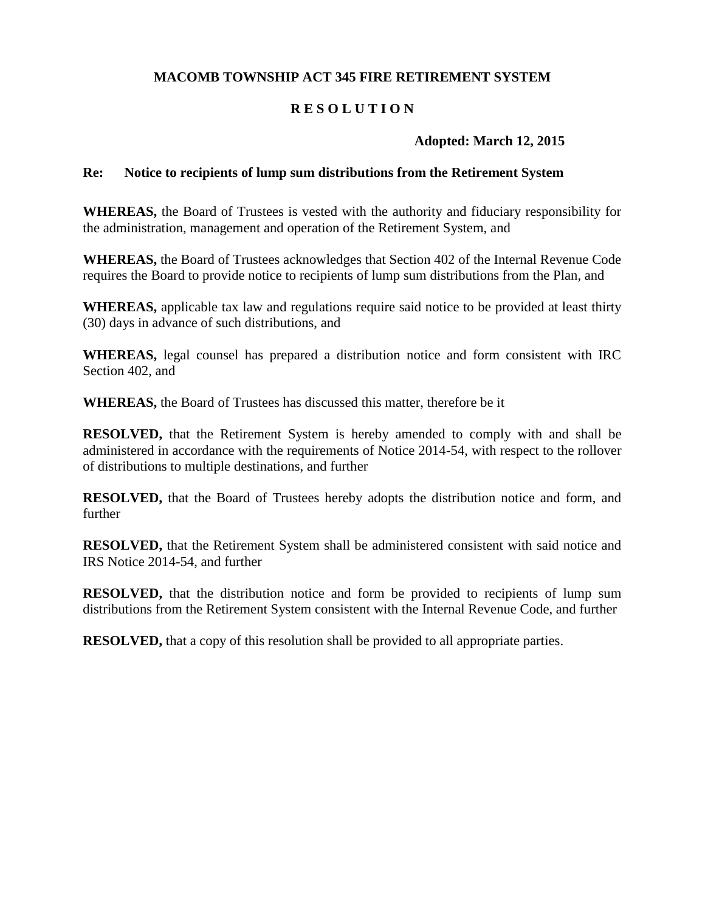**MACOMB TOWNSHIP ACT 345 FIRE RETIREMENT SYSTEM**

**R E S O L U T I O N**

**Adopted: March 12, 2015**

**Re: Notice to recipients of lump sum distributions from the Retirement System**

**WHEREAS,** the Board of Trustees is vested with the authority and fiduciary responsibility for the administration, management and operation of the Retirement System, and

**WHEREAS,** the Board of Trustees acknowledges that Section 402 of the Internal Revenue Code requires the Board to provide notice to recipients of lump sum distributions from the Plan, and

**WHEREAS,** applicable tax law and regulations require said notice to be provided at least thirty (30) days in advance of such distributions, and

**WHEREAS,** legal counsel has prepared a distribution notice and form consistent with IRC Section 402, and

**WHEREAS,** the Board of Trustees has discussed this matter, therefore be it

**RESOLVED,** that the Retirement System is hereby amended to comply with and shall be administered in accordance with the requirements of Notice 2014-54, with respect to the rollover of distributions to multiple destinations, and further

**RESOLVED,** that the Board of Trustees hereby adopts the distribution notice and form, and further

**RESOLVED,** that the Retirement System shall be administered consistent with said notice and IRS Notice 2014-54, and further

**RESOLVED,** that the distribution notice and form be provided to recipients of lump sum distributions from the Retirement System consistent with the Internal Revenue Code, and further

**RESOLVED,** that a copy of this resolution shall be provided to all appropriate parties.